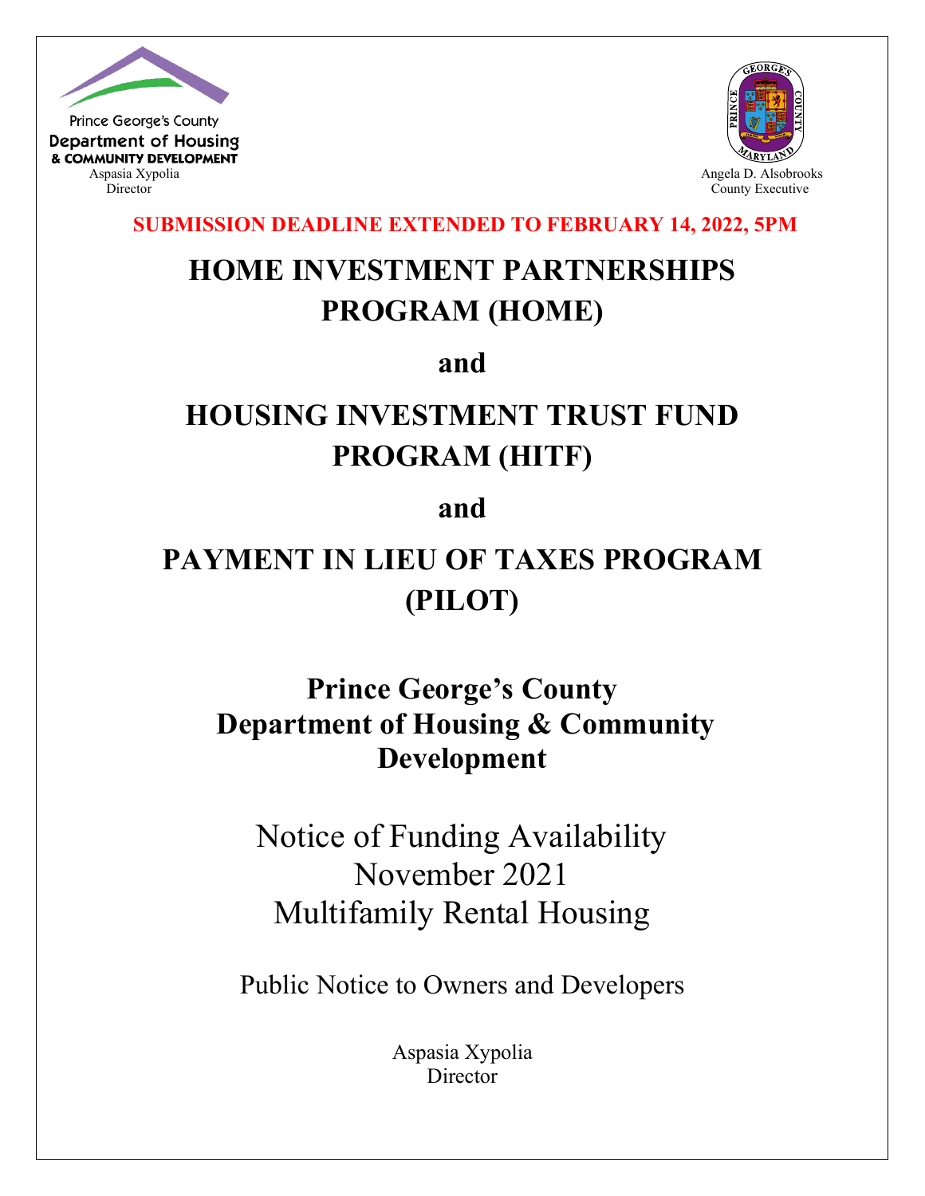Prince George's County
Department of Housing
& COMMUNITY DEVELOPMENT
Aspasia Xypolia
Director

Angela D. Alsobrooks
County Executive

**SUBMISSION DEADLINE EXTENDED TO FEBRUARY 14, 2022, 5PM**

# HOME INVESTMENT PARTNERSHIPS PROGRAM (HOME)

# and

# HOUSING INVESTMENT TRUST FUND PROGRAM (HITF)

# and

# PAYMENT IN LIEU OF TAXES PROGRAM (PILOT)

## Prince George's County Department of Housing & Community Development

Notice of Funding Availability
November 2021
Multifamily Rental Housing

Public Notice to Owners and Developers

Aspasia Xypolia
Director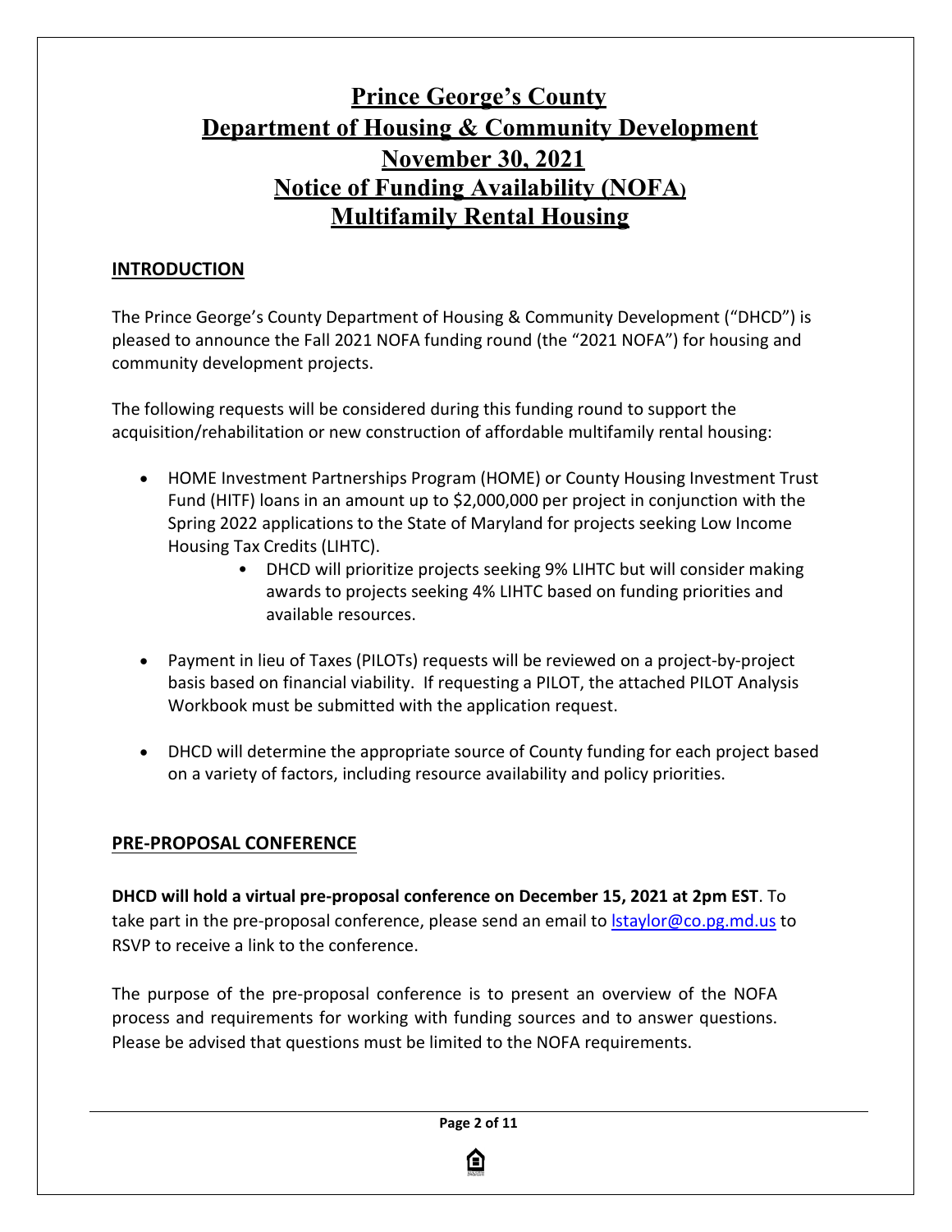# Prince George's County
# Department of Housing & Community Development
# November 30, 2021
# Notice of Funding Availability (NOFA)
# Multifamily Rental Housing

## INTRODUCTION

The Prince George's County Department of Housing & Community Development ("DHCD") is pleased to announce the Fall 2021 NOFA funding round (the "2021 NOFA") for housing and community development projects.

The following requests will be considered during this funding round to support the acquisition/rehabilitation or new construction of affordable multifamily rental housing:

- HOME Investment Partnerships Program (HOME) or County Housing Investment Trust Fund (HITF) loans in an amount up to $2,000,000 per project in conjunction with the Spring 2022 applications to the State of Maryland for projects seeking Low Income Housing Tax Credits (LIHTC).
  - DHCD will prioritize projects seeking 9% LIHTC but will consider making awards to projects seeking 4% LIHTC based on funding priorities and available resources.
- Payment in lieu of Taxes (PILOTs) requests will be reviewed on a project-by-project basis based on financial viability. If requesting a PILOT, the attached PILOT Analysis Workbook must be submitted with the application request.
- DHCD will determine the appropriate source of County funding for each project based on a variety of factors, including resource availability and policy priorities.

## PRE-PROPOSAL CONFERENCE

**DHCD will hold a virtual pre-proposal conference on December 15, 2021 at 2pm EST**. To take part in the pre-proposal conference, please send an email to lstaylor@co.pg.md.us to RSVP to receive a link to the conference.

The purpose of the pre-proposal conference is to present an overview of the NOFA process and requirements for working with funding sources and to answer questions. Please be advised that questions must be limited to the NOFA requirements.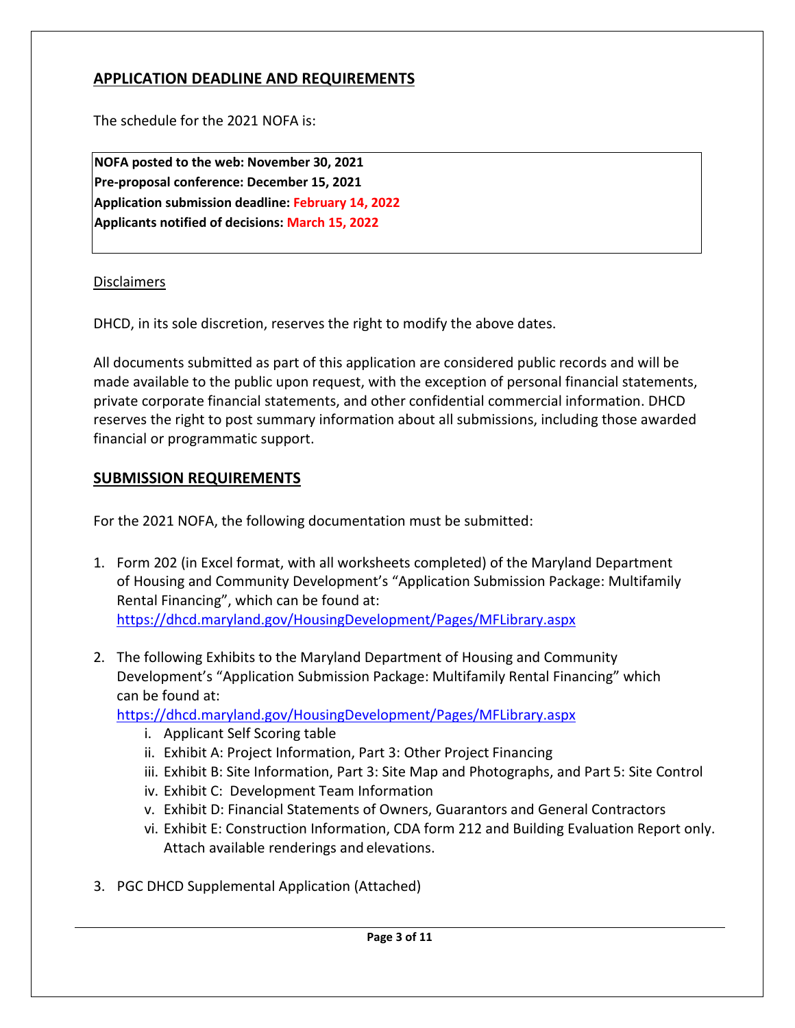## APPLICATION DEADLINE AND REQUIREMENTS

The schedule for the 2021 NOFA is:

**NOFA posted to the web: November 30, 2021**
**Pre-proposal conference: December 15, 2021**
**Application submission deadline: February 14, 2022**
**Applicants notified of decisions: March 15, 2022**

Disclaimers

DHCD, in its sole discretion, reserves the right to modify the above dates.

All documents submitted as part of this application are considered public records and will be made available to the public upon request, with the exception of personal financial statements, private corporate financial statements, and other confidential commercial information. DHCD reserves the right to post summary information about all submissions, including those awarded financial or programmatic support.

## SUBMISSION REQUIREMENTS

For the 2021 NOFA, the following documentation must be submitted:

1. Form 202 (in Excel format, with all worksheets completed) of the Maryland Department of Housing and Community Development's "Application Submission Package: Multifamily Rental Financing", which can be found at: https://dhcd.maryland.gov/HousingDevelopment/Pages/MFLibrary.aspx

2. The following Exhibits to the Maryland Department of Housing and Community Development's "Application Submission Package: Multifamily Rental Financing" which can be found at: https://dhcd.maryland.gov/HousingDevelopment/Pages/MFLibrary.aspx
   i. Applicant Self Scoring table
   ii. Exhibit A: Project Information, Part 3: Other Project Financing
   iii. Exhibit B: Site Information, Part 3: Site Map and Photographs, and Part 5: Site Control
   iv. Exhibit C: Development Team Information
   v. Exhibit D: Financial Statements of Owners, Guarantors and General Contractors
   vi. Exhibit E: Construction Information, CDA form 212 and Building Evaluation Report only. Attach available renderings and elevations.

3. PGC DHCD Supplemental Application (Attached)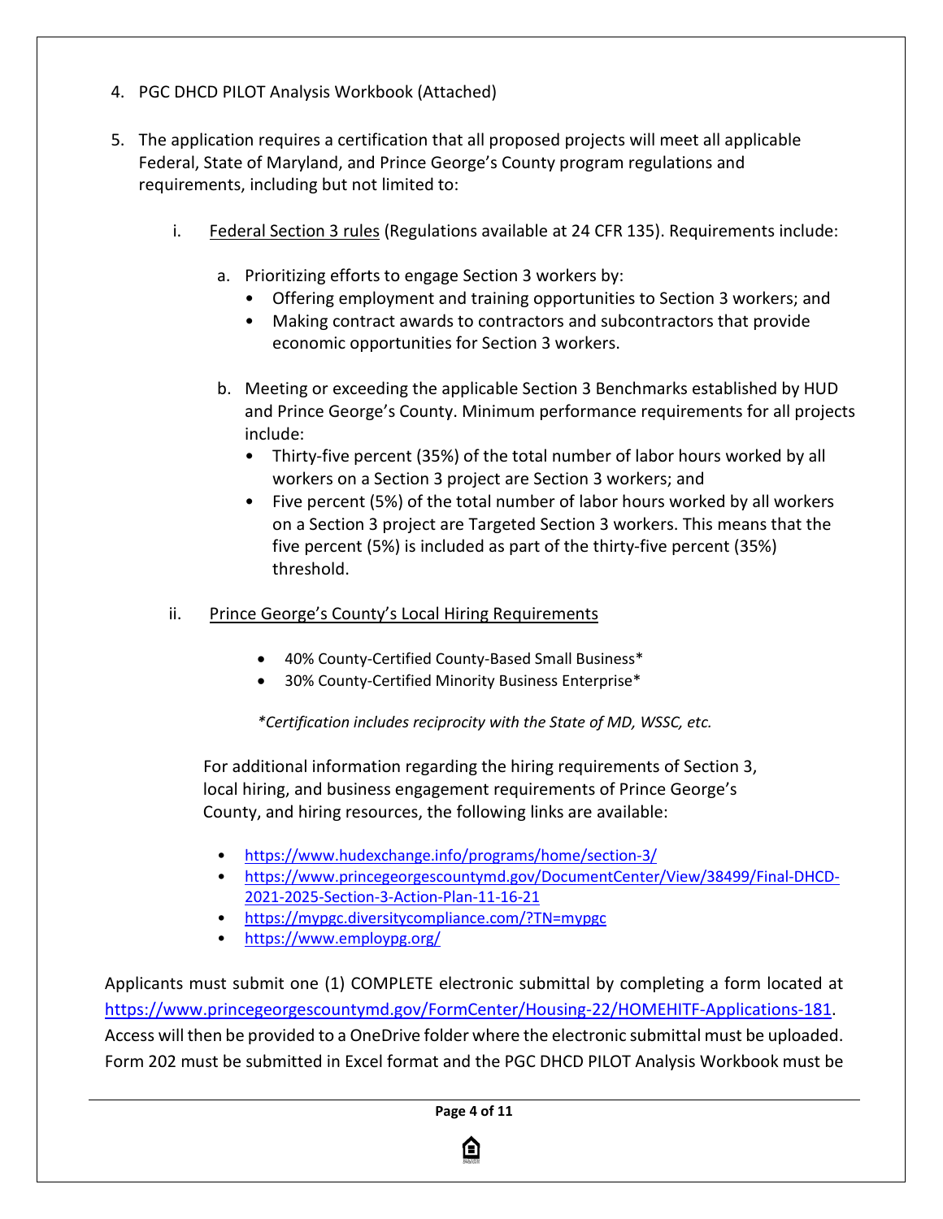4. PGC DHCD PILOT Analysis Workbook (Attached)

5. The application requires a certification that all proposed projects will meet all applicable Federal, State of Maryland, and Prince George's County program regulations and requirements, including but not limited to:

   i. Federal Section 3 rules (Regulations available at 24 CFR 135). Requirements include:

      a. Prioritizing efforts to engage Section 3 workers by:
         - Offering employment and training opportunities to Section 3 workers; and
         - Making contract awards to contractors and subcontractors that provide economic opportunities for Section 3 workers.

      b. Meeting or exceeding the applicable Section 3 Benchmarks established by HUD and Prince George's County. Minimum performance requirements for all projects include:
         - Thirty-five percent (35%) of the total number of labor hours worked by all workers on a Section 3 project are Section 3 workers; and
         - Five percent (5%) of the total number of labor hours worked by all workers on a Section 3 project are Targeted Section 3 workers. This means that the five percent (5%) is included as part of the thirty-five percent (35%) threshold.

   ii. Prince George's County's Local Hiring Requirements

      - 40% County-Certified County-Based Small Business*
      - 30% County-Certified Minority Business Enterprise*

      *\*Certification includes reciprocity with the State of MD, WSSC, etc.*

   For additional information regarding the hiring requirements of Section 3, local hiring, and business engagement requirements of Prince George's County, and hiring resources, the following links are available:

   - https://www.hudexchange.info/programs/home/section-3/
   - https://www.princegeorgescountymd.gov/DocumentCenter/View/38499/Final-DHCD-2021-2025-Section-3-Action-Plan-11-16-21
   - https://mypgc.diversitycompliance.com/?TN=mypgc
   - https://www.employpg.org/

Applicants must submit one (1) COMPLETE electronic submittal by completing a form located at https://www.princegeorgescountymd.gov/FormCenter/Housing-22/HOMEHITF-Applications-181. Access will then be provided to a OneDrive folder where the electronic submittal must be uploaded. Form 202 must be submitted in Excel format and the PGC DHCD PILOT Analysis Workbook must be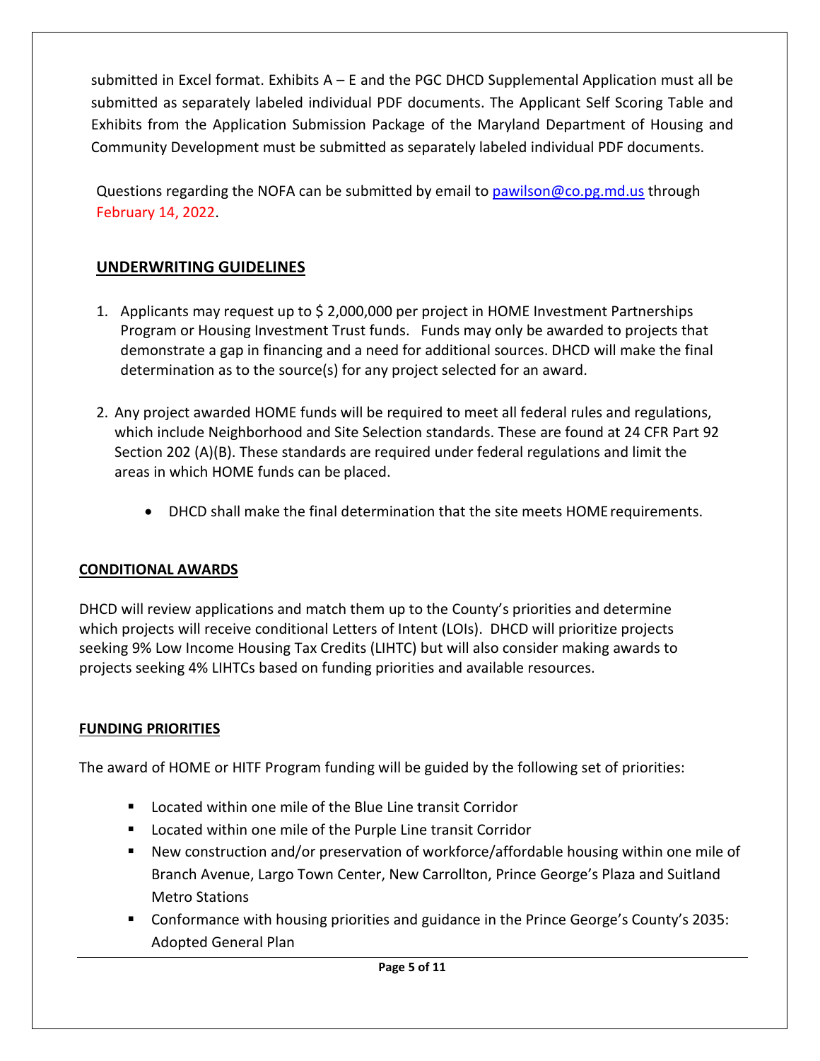submitted in Excel format. Exhibits A – E and the PGC DHCD Supplemental Application must all be submitted as separately labeled individual PDF documents. The Applicant Self Scoring Table and Exhibits from the Application Submission Package of the Maryland Department of Housing and Community Development must be submitted as separately labeled individual PDF documents.

Questions regarding the NOFA can be submitted by email to pawilson@co.pg.md.us through February 14, 2022.

## UNDERWRITING GUIDELINES

1. Applicants may request up to $ 2,000,000 per project in HOME Investment Partnerships Program or Housing Investment Trust funds. Funds may only be awarded to projects that demonstrate a gap in financing and a need for additional sources. DHCD will make the final determination as to the source(s) for any project selected for an award.

2. Any project awarded HOME funds will be required to meet all federal rules and regulations, which include Neighborhood and Site Selection standards. These are found at 24 CFR Part 92 Section 202 (A)(B). These standards are required under federal regulations and limit the areas in which HOME funds can be placed.

    - DHCD shall make the final determination that the site meets HOME requirements.

## CONDITIONAL AWARDS

DHCD will review applications and match them up to the County's priorities and determine which projects will receive conditional Letters of Intent (LOIs). DHCD will prioritize projects seeking 9% Low Income Housing Tax Credits (LIHTC) but will also consider making awards to projects seeking 4% LIHTCs based on funding priorities and available resources.

## FUNDING PRIORITIES

The award of HOME or HITF Program funding will be guided by the following set of priorities:

- Located within one mile of the Blue Line transit Corridor
- Located within one mile of the Purple Line transit Corridor
- New construction and/or preservation of workforce/affordable housing within one mile of Branch Avenue, Largo Town Center, New Carrollton, Prince George's Plaza and Suitland Metro Stations
- Conformance with housing priorities and guidance in the Prince George's County's 2035: Adopted General Plan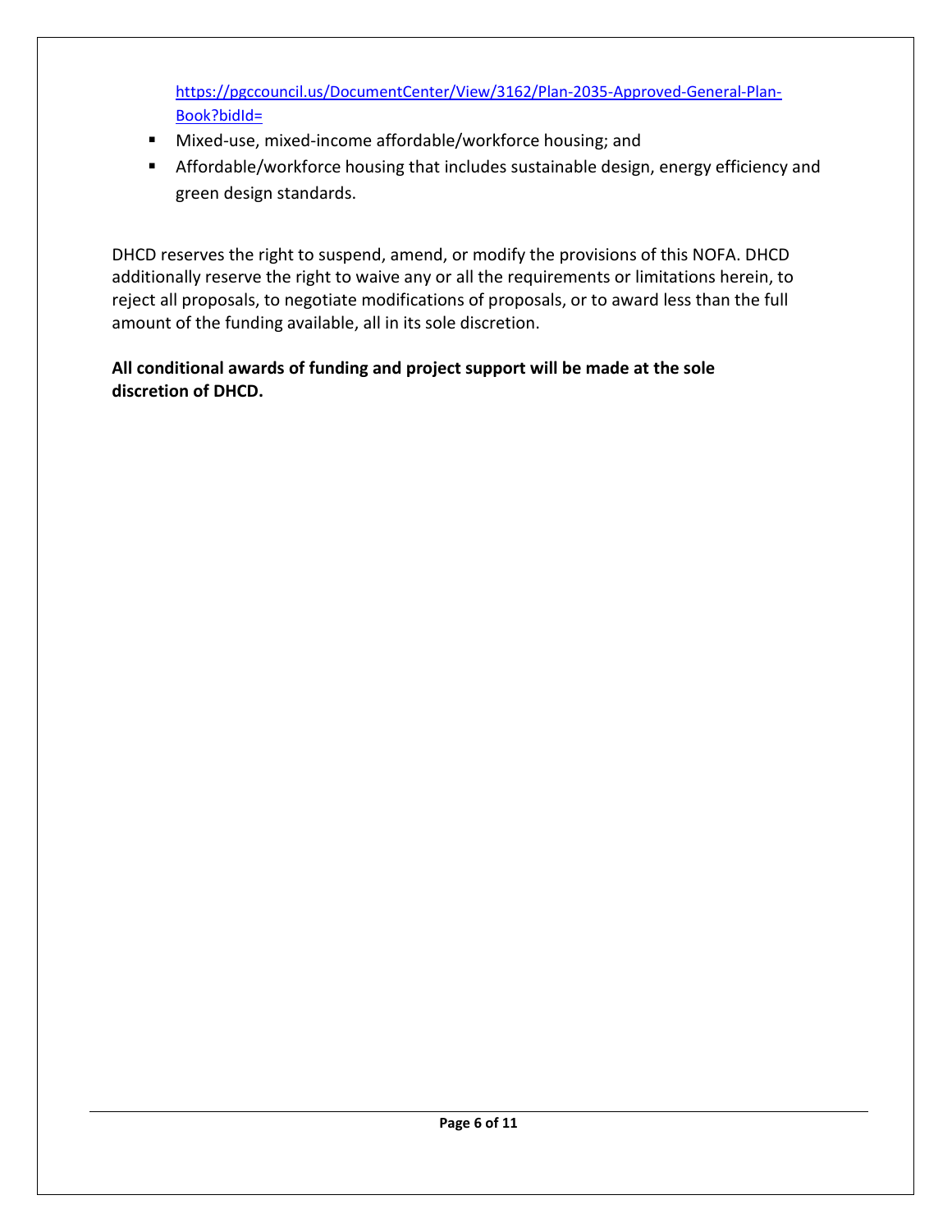[https://pgccouncil.us/DocumentCenter/View/3162/Plan-2035-Approved-General-Plan-Book?bidId=](https://pgccouncil.us/DocumentCenter/View/3162/Plan-2035-Approved-General-Plan-Book?bidId=)

- Mixed-use, mixed-income affordable/workforce housing; and
- Affordable/workforce housing that includes sustainable design, energy efficiency and green design standards.

DHCD reserves the right to suspend, amend, or modify the provisions of this NOFA. DHCD additionally reserve the right to waive any or all the requirements or limitations herein, to reject all proposals, to negotiate modifications of proposals, or to award less than the full amount of the funding available, all in its sole discretion.

**All conditional awards of funding and project support will be made at the sole discretion of DHCD.**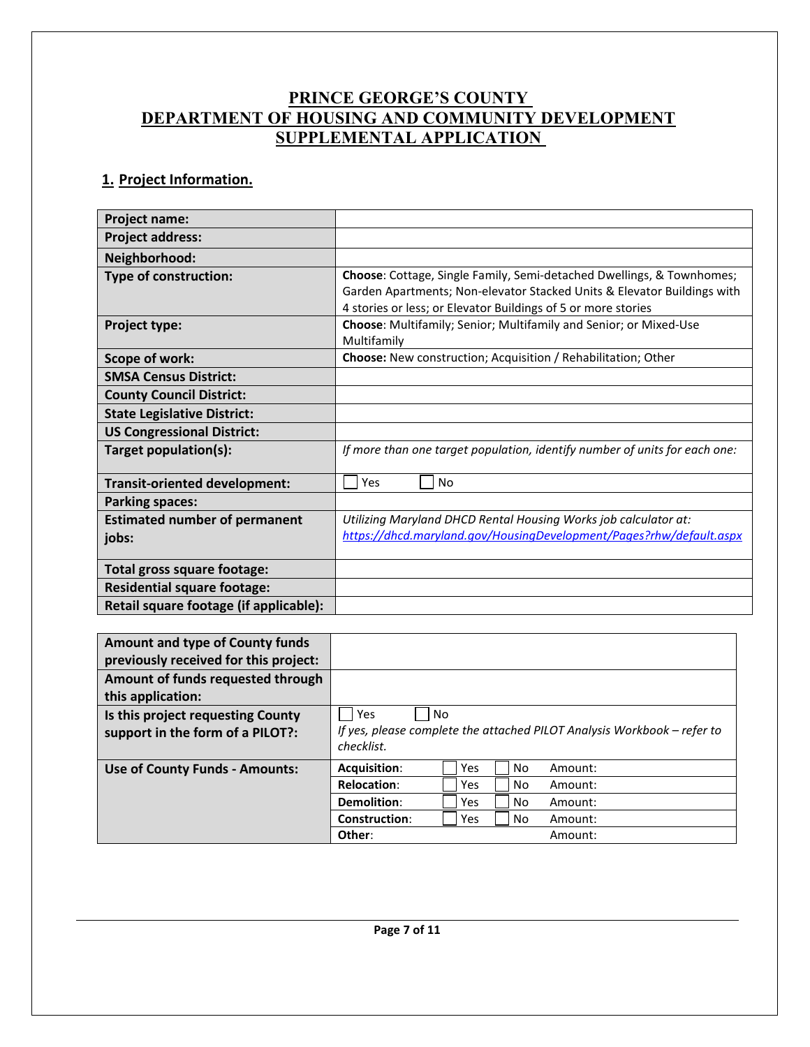# PRINCE GEORGE'S COUNTY
# DEPARTMENT OF HOUSING AND COMMUNITY DEVELOPMENT
# SUPPLEMENTAL APPLICATION

## 1. Project Information.

| | |
|---|---|
| **Project name:** | |
| **Project address:** | |
| **Neighborhood:** | |
| **Type of construction:** | **Choose**: Cottage, Single Family, Semi-detached Dwellings, & Townhomes; Garden Apartments; Non-elevator Stacked Units & Elevator Buildings with 4 stories or less; or Elevator Buildings of 5 or more stories |
| **Project type:** | **Choose**: Multifamily; Senior; Multifamily and Senior; or Mixed-Use Multifamily |
| **Scope of work:** | **Choose:** New construction; Acquisition / Rehabilitation; Other |
| **SMSA Census District:** | |
| **County Council District:** | |
| **State Legislative District:** | |
| **US Congressional District:** | |
| **Target population(s):** | *If more than one target population, identify number of units for each one:* |
| **Transit-oriented development:** | ☐ Yes ☐ No |
| **Parking spaces:** | |
| **Estimated number of permanent jobs:** | *Utilizing Maryland DHCD Rental Housing Works job calculator at: https://dhcd.maryland.gov/HousingDevelopment/Pages?rhw/default.aspx* |
| **Total gross square footage:** | |
| **Residential square footage:** | |
| **Retail square footage (if applicable):** | |

| | | | | |
|---|---|---|---|---|
| **Amount and type of County funds previously received for this project:** | | | | |
| **Amount of funds requested through this application:** | | | | |
| **Is this project requesting County support in the form of a PILOT?:** | ☐ Yes ☐ No *If yes, please complete the attached PILOT Analysis Workbook – refer to checklist.* | | | |
| **Use of County Funds - Amounts:** | **Acquisition**: | ☐ Yes | ☐ No | Amount: |
| | **Relocation**: | ☐ Yes | ☐ No | Amount: |
| | **Demolition**: | ☐ Yes | ☐ No | Amount: |
| | **Construction**: | ☐ Yes | ☐ No | Amount: |
| | **Other**: | | | Amount: |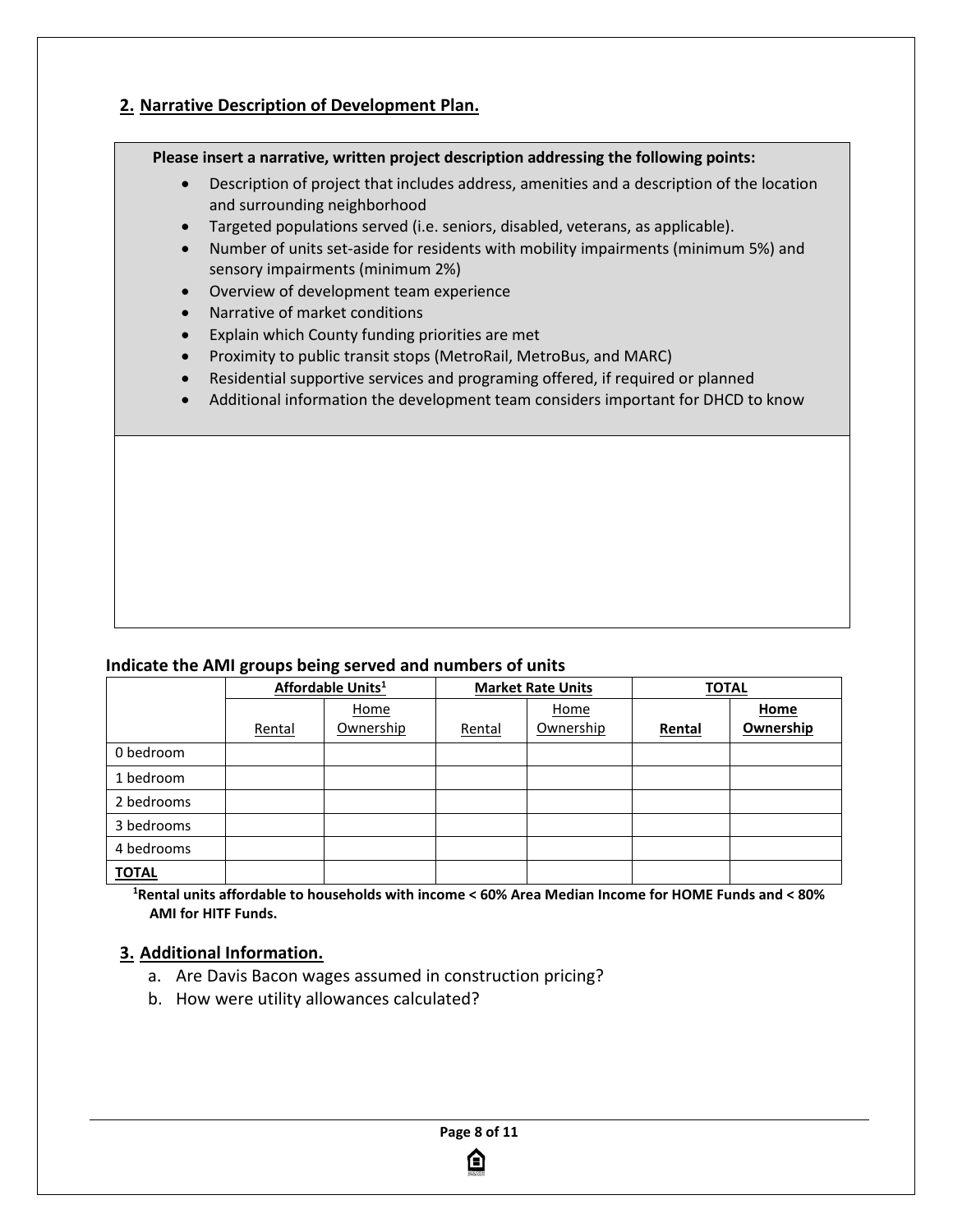## 2. Narrative Description of Development Plan.

**Please insert a narrative, written project description addressing the following points:**

- Description of project that includes address, amenities and a description of the location and surrounding neighborhood
- Targeted populations served (i.e. seniors, disabled, veterans, as applicable).
- Number of units set-aside for residents with mobility impairments (minimum 5%) and sensory impairments (minimum 2%)
- Overview of development team experience
- Narrative of market conditions
- Explain which County funding priorities are met
- Proximity to public transit stops (MetroRail, MetroBus, and MARC)
- Residential supportive services and programing offered, if required or planned
- Additional information the development team considers important for DHCD to know

**Indicate the AMI groups being served and numbers of units**

| | Affordable Units[1] | | Market Rate Units | | TOTAL | |
|---|---|---|---|---|---|---|
| | Rental | Home Ownership | Rental | Home Ownership | **Rental** | **Home Ownership** |
| 0 bedroom | | | | | | |
| 1 bedroom | | | | | | |
| 2 bedrooms | | | | | | |
| 3 bedrooms | | | | | | |
| 4 bedrooms | | | | | | |
| **TOTAL** | | | | | | |

**[1]Rental units affordable to households with income < 60% Area Median Income for HOME Funds and < 80% AMI for HITF Funds.**

## 3. Additional Information.

a. Are Davis Bacon wages assumed in construction pricing?

b. How were utility allowances calculated?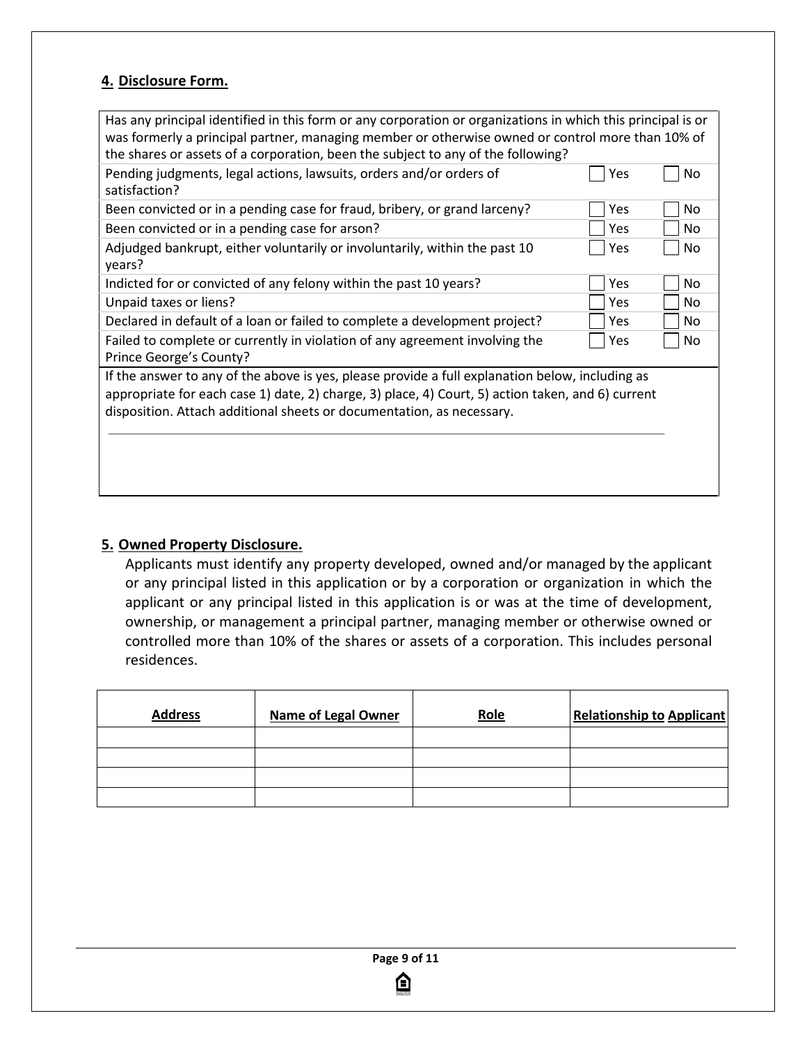## 4. Disclosure Form.

| Has any principal identified in this form or any corporation or organizations in which this principal is or was formerly a principal partner, managing member or otherwise owned or control more than 10% of the shares or assets of a corporation, been the subject to any of the following? | | |
|---|---|---|
| Pending judgments, legal actions, lawsuits, orders and/or orders of satisfaction? | ☐ Yes | ☐ No |
| Been convicted or in a pending case for fraud, bribery, or grand larceny? | ☐ Yes | ☐ No |
| Been convicted or in a pending case for arson? | ☐ Yes | ☐ No |
| Adjudged bankrupt, either voluntarily or involuntarily, within the past 10 years? | ☐ Yes | ☐ No |
| Indicted for or convicted of any felony within the past 10 years? | ☐ Yes | ☐ No |
| Unpaid taxes or liens? | ☐ Yes | ☐ No |
| Declared in default of a loan or failed to complete a development project? | ☐ Yes | ☐ No |
| Failed to complete or currently in violation of any agreement involving the Prince George's County? | ☐ Yes | ☐ No |

If the answer to any of the above is yes, please provide a full explanation below, including as appropriate for each case 1) date, 2) charge, 3) place, 4) Court, 5) action taken, and 6) current disposition. Attach additional sheets or documentation, as necessary.

## 5. Owned Property Disclosure.

Applicants must identify any property developed, owned and/or managed by the applicant or any principal listed in this application or by a corporation or organization in which the applicant or any principal listed in this application is or was at the time of development, ownership, or management a principal partner, managing member or otherwise owned or controlled more than 10% of the shares or assets of a corporation. This includes personal residences.

| Address | Name of Legal Owner | Role | Relationship to Applicant |
|---|---|---|---|
| | | | |
| | | | |
| | | | |
| | | | |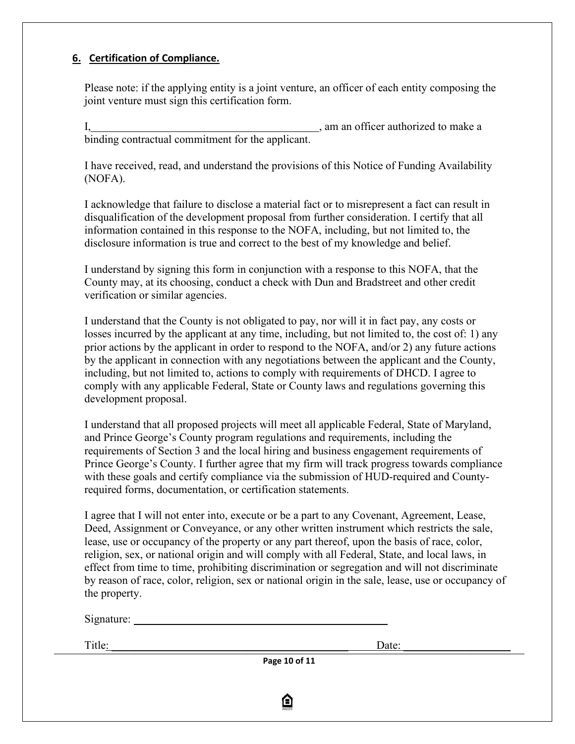## 6. Certification of Compliance.

Please note: if the applying entity is a joint venture, an officer of each entity composing the joint venture must sign this certification form.

I,_________________________________________, am an officer authorized to make a binding contractual commitment for the applicant.

I have received, read, and understand the provisions of this Notice of Funding Availability (NOFA).

I acknowledge that failure to disclose a material fact or to misrepresent a fact can result in disqualification of the development proposal from further consideration. I certify that all information contained in this response to the NOFA, including, but not limited to, the disclosure information is true and correct to the best of my knowledge and belief.

I understand by signing this form in conjunction with a response to this NOFA, that the County may, at its choosing, conduct a check with Dun and Bradstreet and other credit verification or similar agencies.

I understand that the County is not obligated to pay, nor will it in fact pay, any costs or losses incurred by the applicant at any time, including, but not limited to, the cost of: 1) any prior actions by the applicant in order to respond to the NOFA, and/or 2) any future actions by the applicant in connection with any negotiations between the applicant and the County, including, but not limited to, actions to comply with requirements of DHCD. I agree to comply with any applicable Federal, State or County laws and regulations governing this development proposal.

I understand that all proposed projects will meet all applicable Federal, State of Maryland, and Prince George's County program regulations and requirements, including the requirements of Section 3 and the local hiring and business engagement requirements of Prince George's County. I further agree that my firm will track progress towards compliance with these goals and certify compliance via the submission of HUD-required and County-required forms, documentation, or certification statements.

I agree that I will not enter into, execute or be a part to any Covenant, Agreement, Lease, Deed, Assignment or Conveyance, or any other written instrument which restricts the sale, lease, use or occupancy of the property or any part thereof, upon the basis of race, color, religion, sex, or national origin and will comply with all Federal, State, and local laws, in effect from time to time, prohibiting discrimination or segregation and will not discriminate by reason of race, color, religion, sex or national origin in the sale, lease, use or occupancy of the property.

Signature: ____________________________________________

Title: ____________________________________________ Date: ____________________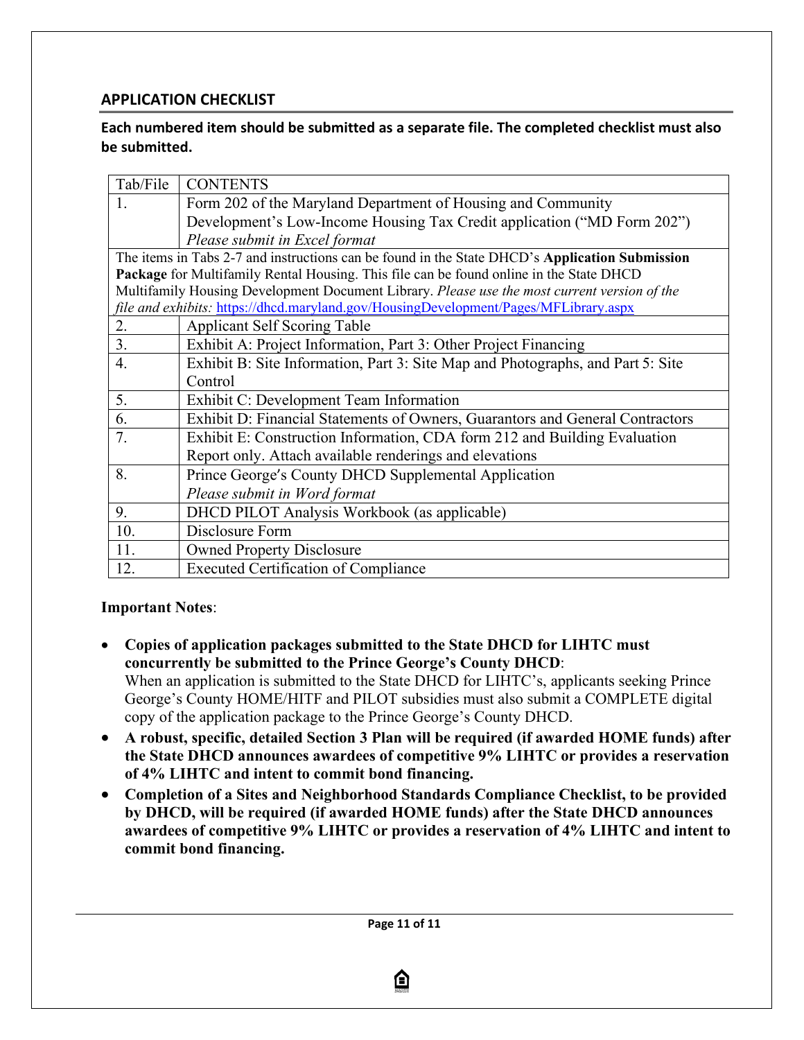## APPLICATION CHECKLIST

**Each numbered item should be submitted as a separate file. The completed checklist must also be submitted.**

| Tab/File | CONTENTS |
|---|---|
| 1. | Form 202 of the Maryland Department of Housing and Community Development's Low-Income Housing Tax Credit application ("MD Form 202") *Please submit in Excel format* |
| The items in Tabs 2-7 and instructions can be found in the State DHCD's **Application Submission Package** for Multifamily Rental Housing. This file can be found online in the State DHCD Multifamily Housing Development Document Library. *Please use the most current version of the file and exhibits:* https://dhcd.maryland.gov/HousingDevelopment/Pages/MFLibrary.aspx | |
| 2. | Applicant Self Scoring Table |
| 3. | Exhibit A: Project Information, Part 3: Other Project Financing |
| 4. | Exhibit B: Site Information, Part 3: Site Map and Photographs, and Part 5: Site Control |
| 5. | Exhibit C: Development Team Information |
| 6. | Exhibit D: Financial Statements of Owners, Guarantors and General Contractors |
| 7. | Exhibit E: Construction Information, CDA form 212 and Building Evaluation Report only. Attach available renderings and elevations |
| 8. | Prince George's County DHCD Supplemental Application *Please submit in Word format* |
| 9. | DHCD PILOT Analysis Workbook (as applicable) |
| 10. | Disclosure Form |
| 11. | Owned Property Disclosure |
| 12. | Executed Certification of Compliance |

**Important Notes**:

- **Copies of application packages submitted to the State DHCD for LIHTC must concurrently be submitted to the Prince George's County DHCD**: When an application is submitted to the State DHCD for LIHTC's, applicants seeking Prince George's County HOME/HITF and PILOT subsidies must also submit a COMPLETE digital copy of the application package to the Prince George's County DHCD.
- **A robust, specific, detailed Section 3 Plan will be required (if awarded HOME funds) after the State DHCD announces awardees of competitive 9% LIHTC or provides a reservation of 4% LIHTC and intent to commit bond financing.**
- **Completion of a Sites and Neighborhood Standards Compliance Checklist, to be provided by DHCD, will be required (if awarded HOME funds) after the State DHCD announces awardees of competitive 9% LIHTC or provides a reservation of 4% LIHTC and intent to commit bond financing.**